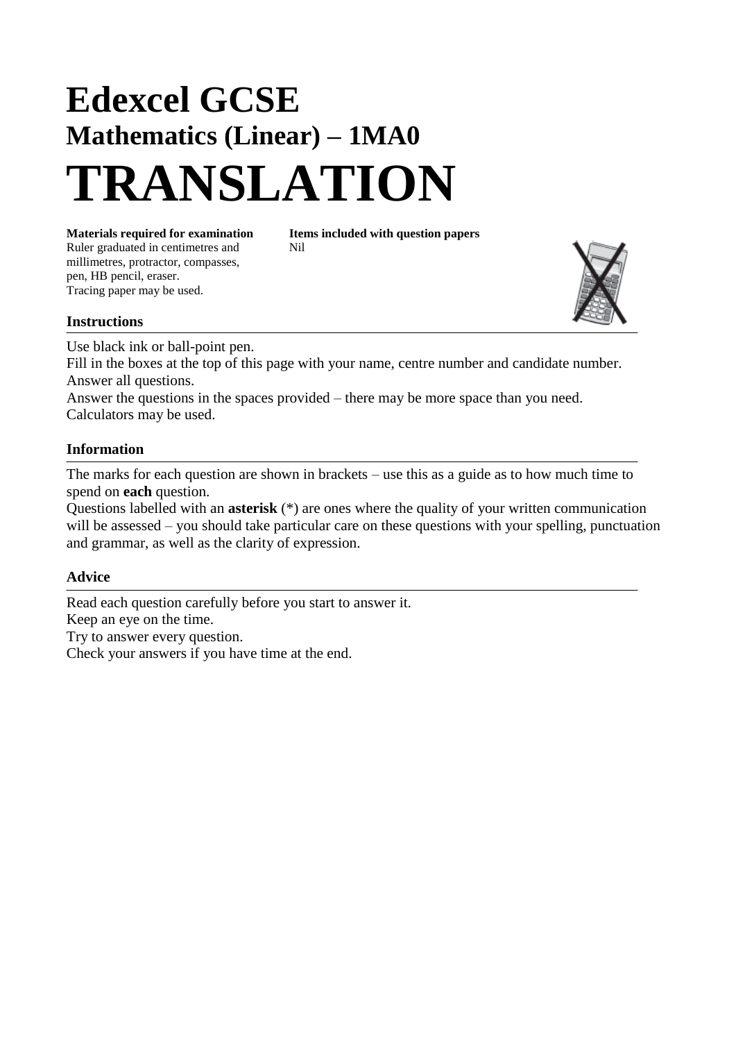# Edexcel GCSE

## Mathematics (Linear) – 1MA0

# TRANSLATION

**Materials required for examination**
Ruler graduated in centimetres and millimetres, protractor, compasses, pen, HB pencil, eraser.
Tracing paper may be used.

**Items included with question papers**
Nil

### Instructions

Use black ink or ball-point pen.
Fill in the boxes at the top of this page with your name, centre number and candidate number.
Answer all questions.
Answer the questions in the spaces provided – there may be more space than you need.
Calculators may be used.

### Information

The marks for each question are shown in brackets – use this as a guide as to how much time to spend on **each** question.
Questions labelled with an **asterisk** (*) are ones where the quality of your written communication will be assessed – you should take particular care on these questions with your spelling, punctuation and grammar, as well as the clarity of expression.

### Advice

Read each question carefully before you start to answer it.
Keep an eye on the time.
Try to answer every question.
Check your answers if you have time at the end.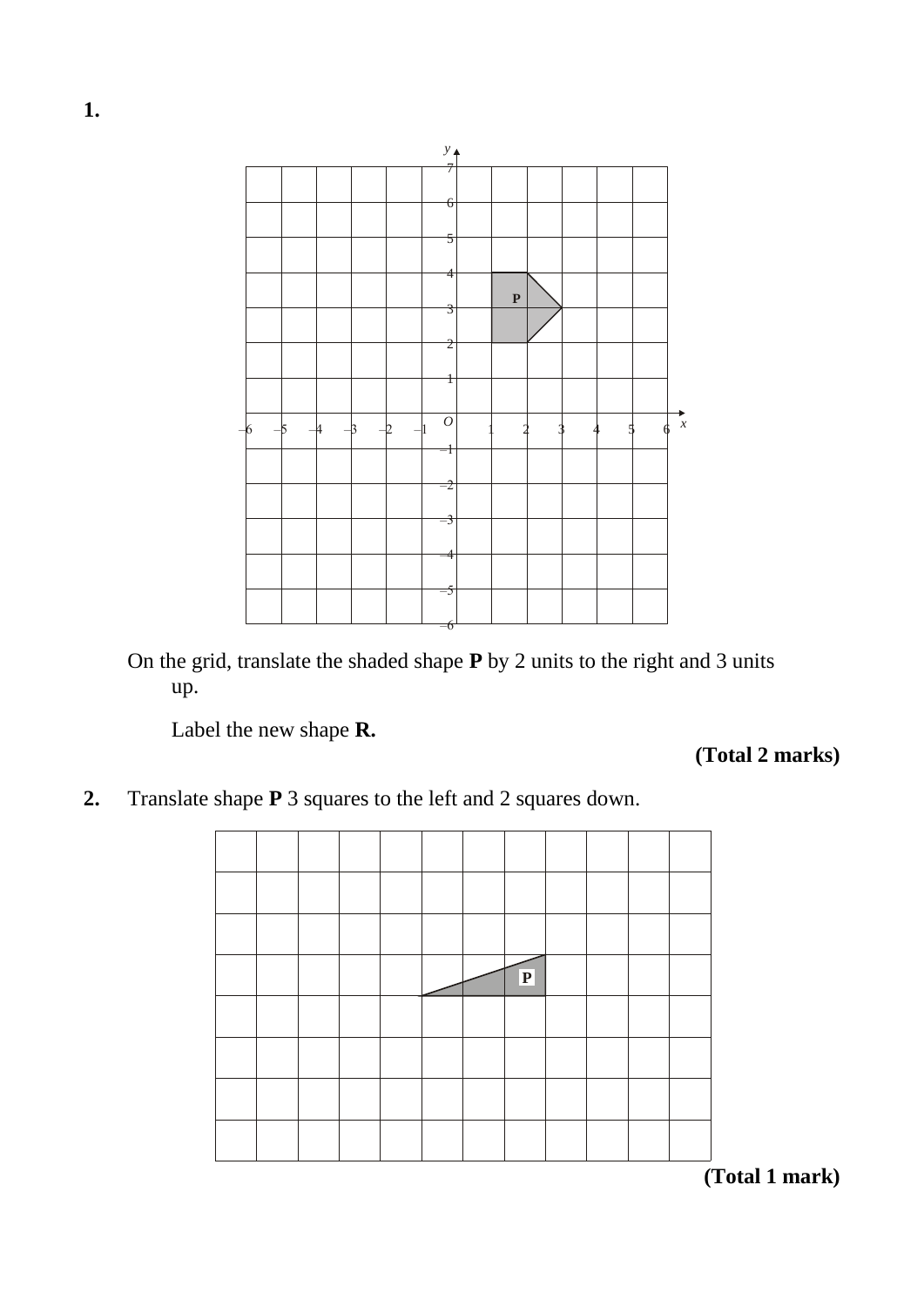**1.**

On the grid, translate the shaded shape **P** by 2 units to the right and 3 units up.

Label the new shape **R.**

**(Total 2 marks)**

**2.** Translate shape **P** 3 squares to the left and 2 squares down.

**(Total 1 mark)**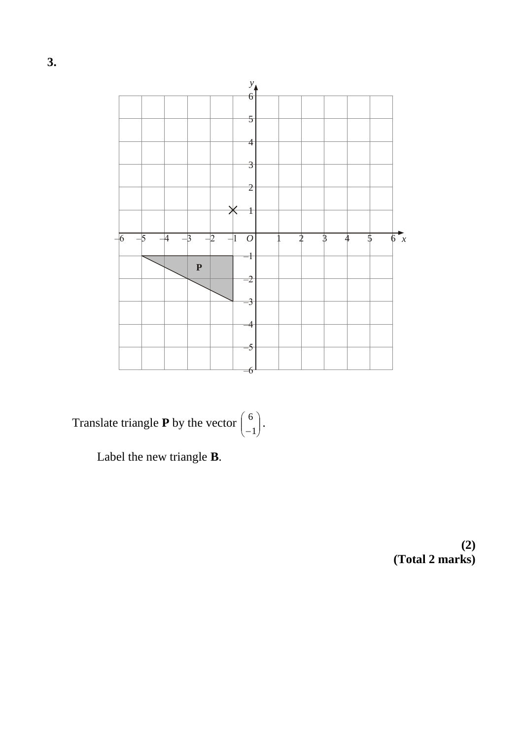**3.**

Translate triangle **P** by the vector $\begin{pmatrix} 6 \\ -1 \end{pmatrix}$.

Label the new triangle **B**.

**(2)**
**(Total 2 marks)**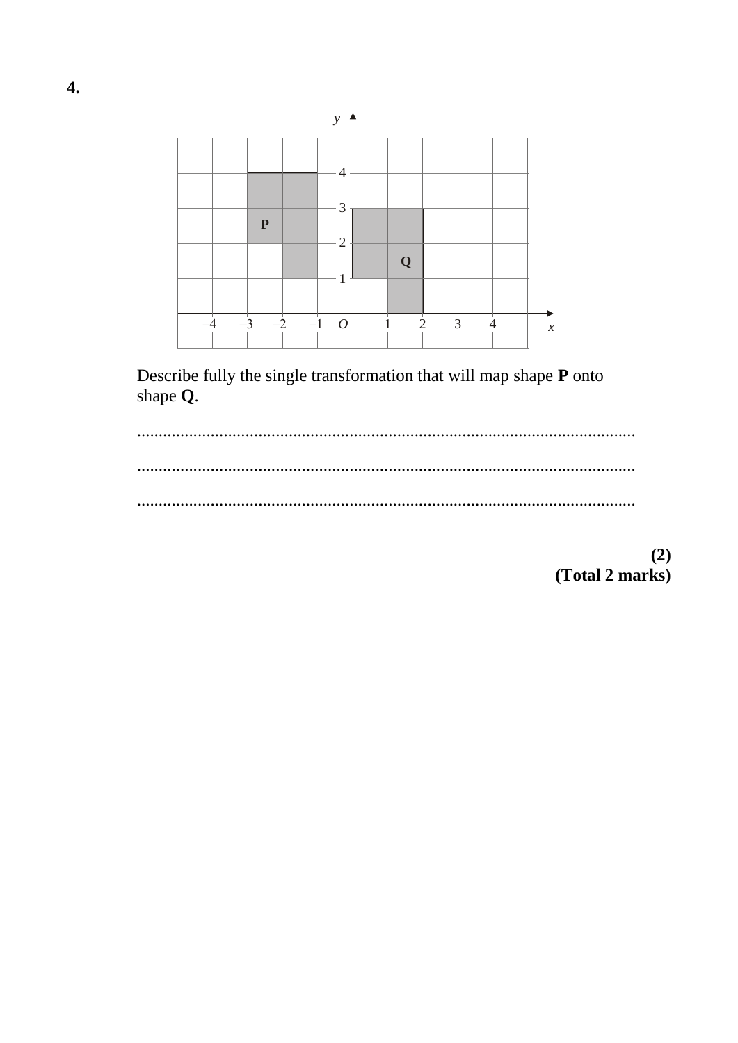**4.**

Describe fully the single transformation that will map shape **P** onto shape **Q**.

..................................................................................................................

..................................................................................................................

..................................................................................................................

**(2)**
**(Total 2 marks)**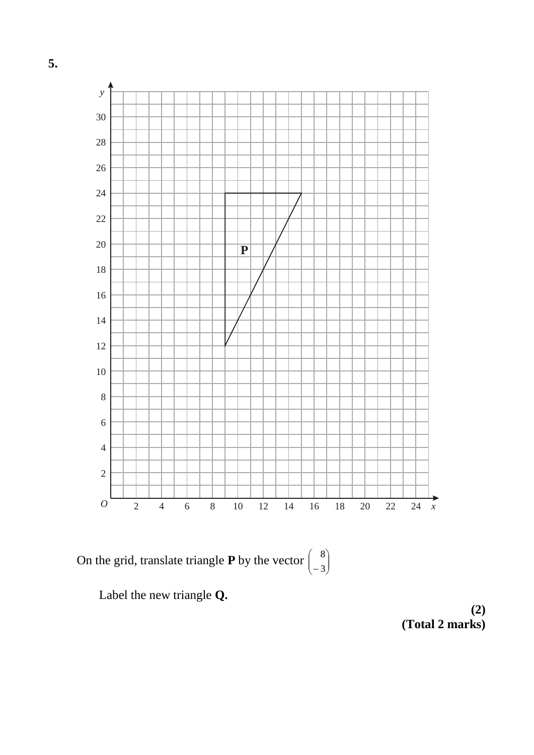**5.**

On the grid, translate triangle **P** by the vector $\begin{pmatrix} 8 \\ -3 \end{pmatrix}$

Label the new triangle **Q.**

**(2)**
**(Total 2 marks)**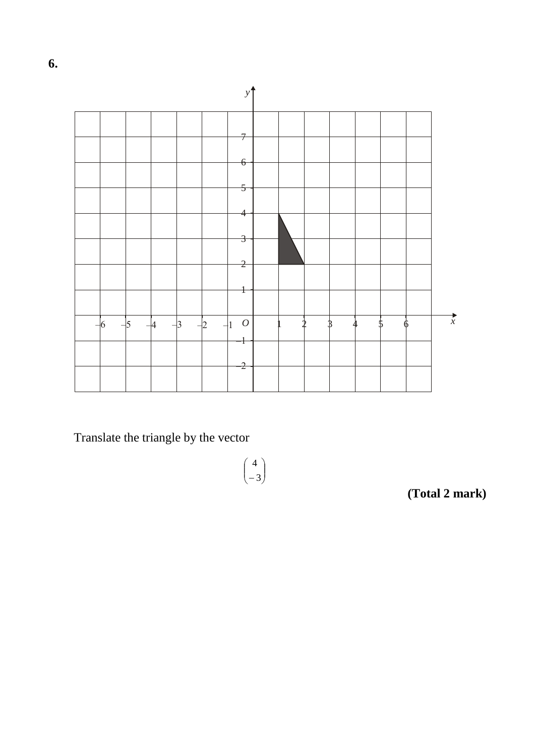**6.**

Translate the triangle by the vector

$$\begin{pmatrix} 4 \\ -3 \end{pmatrix}$$

**(Total 2 mark)**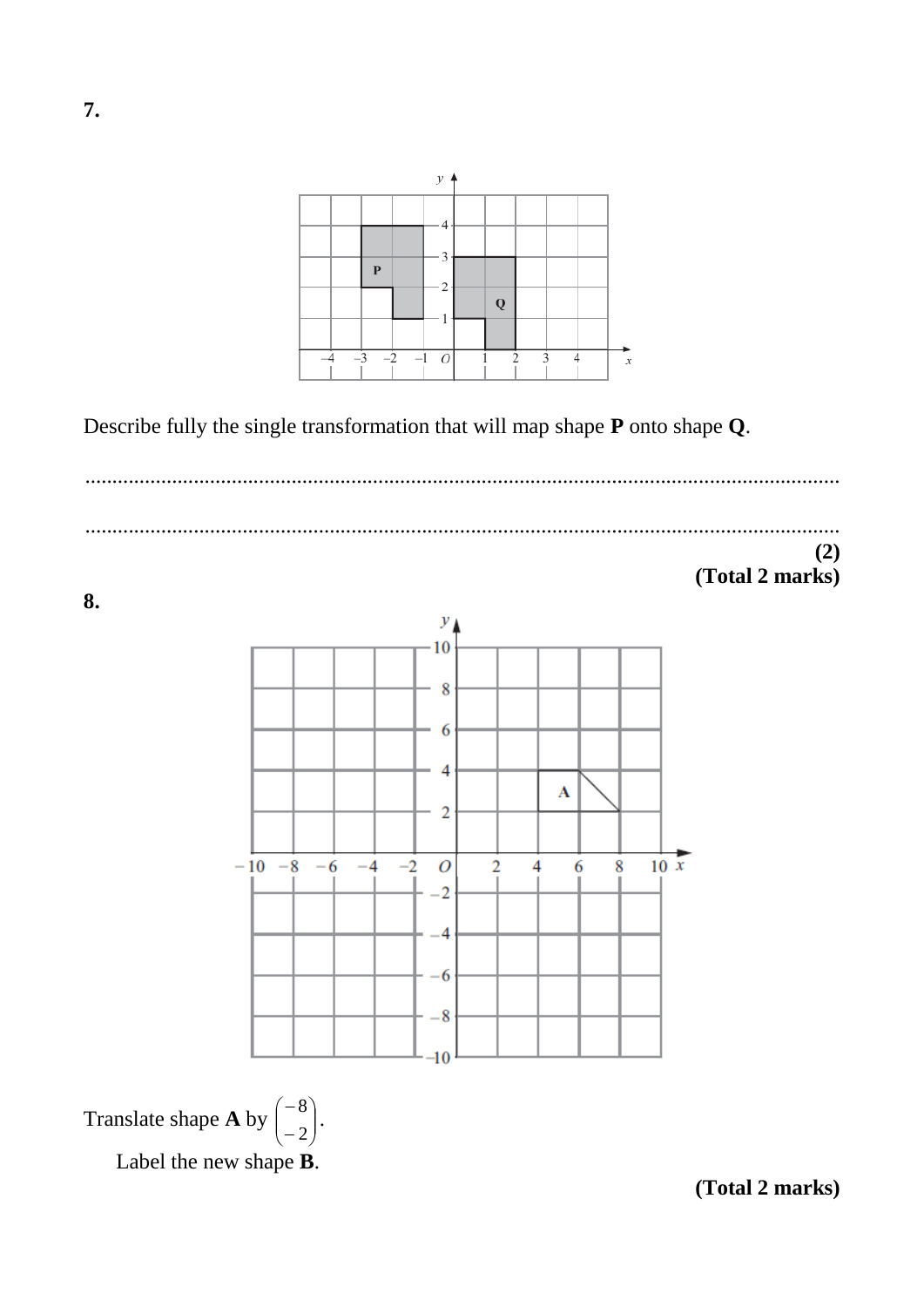**7.**

Describe fully the single transformation that will map shape **P** onto shape **Q**.

.......................................................................................................................................

.......................................................................................................................................

**(2)**

**(Total 2 marks)**

**8.**

Translate shape **A** by $\begin{pmatrix} -8 \\ -2 \end{pmatrix}$.

Label the new shape **B**.

**(Total 2 marks)**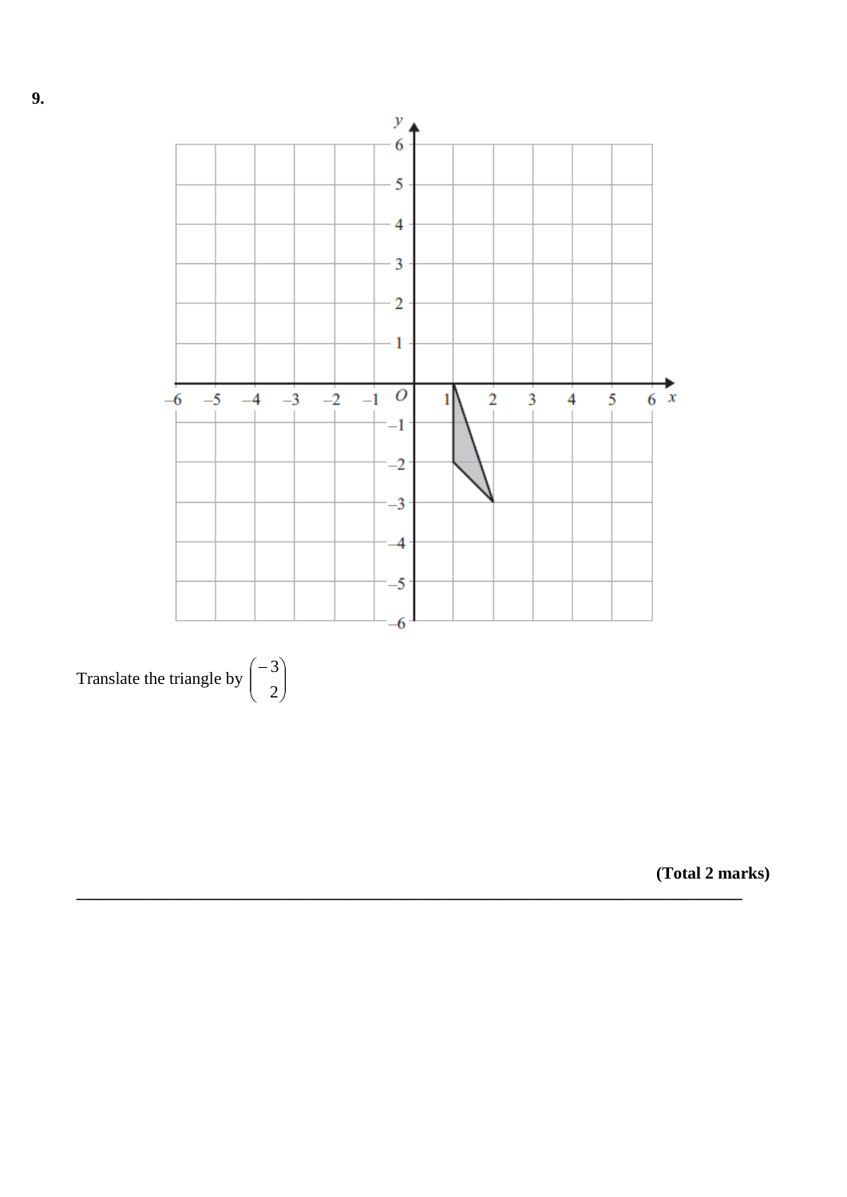**9.**

y

6
5
4
3
2
1
–6 –5 –4 –3 –2 –1 O 1 2 3 4 5 6 x
–1
–2
–3
–4
–5
–6

Translate the triangle by $\begin{pmatrix} -3 \\ 2 \end{pmatrix}$

**(Total 2 marks)**